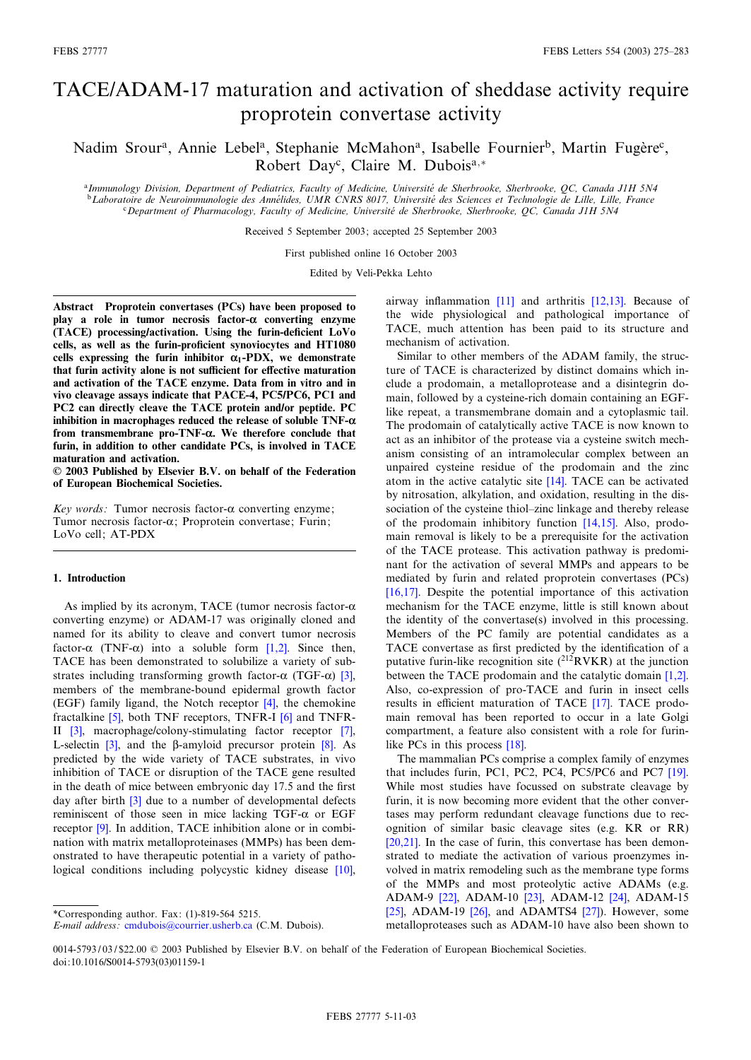# TACE/ADAM-17 maturation and activation of sheddase activity require proprotein convertase activity

Nadim Srour[a], Annie Lebel[a], Stephanie McMahon[a], Isabelle Fournier[b], Martin Fugère[c], Robert Day[c], Claire M. Dubois[a,*]

[a]Immunology Division, Department of Pediatrics, Faculty of Medicine, Université de Sherbrooke, Sherbrooke, QC, Canada J1H 5N4
[b]Laboratoire de Neuroimmunologie des Annélides, UMR CNRS 8017, Université des Sciences et Technologie de Lille, Lille, France
[c]Department of Pharmacology, Faculty of Medicine, Université de Sherbrooke, Sherbrooke, QC, Canada J1H 5N4

Received 5 September 2003; accepted 25 September 2003

First published online 16 October 2003

Edited by Veli-Pekka Lehto

**Abstract** **Proprotein convertases (PCs) have been proposed to play a role in tumor necrosis factor-α converting enzyme (TACE) processing/activation. Using the furin-deficient LoVo cells, as well as the furin-proficient synoviocytes and HT1080 cells expressing the furin inhibitor $\alpha_1$-PDX, we demonstrate that furin activity alone is not sufficient for effective maturation and activation of the TACE enzyme. Data from in vitro and in vivo cleavage assays indicate that PACE-4, PC5/PC6, PC1 and PC2 can directly cleave the TACE protein and/or peptide. PC inhibition in macrophages reduced the release of soluble TNF-α from transmembrane pro-TNF-α. We therefore conclude that furin, in addition to other candidate PCs, is involved in TACE maturation and activation.**
**© 2003 Published by Elsevier B.V. on behalf of the Federation of European Biochemical Societies.**

*Key words:* Tumor necrosis factor-α converting enzyme; Tumor necrosis factor-α; Proprotein convertase; Furin; LoVo cell; AT-PDX

## 1. Introduction

As implied by its acronym, TACE (tumor necrosis factor-α converting enzyme) or ADAM-17 was originally cloned and named for its ability to cleave and convert tumor necrosis factor-α (TNF-α) into a soluble form [1,2]. Since then, TACE has been demonstrated to solubilize a variety of substrates including transforming growth factor-α (TGF-α) [3], members of the membrane-bound epidermal growth factor (EGF) family ligand, the Notch receptor [4], the chemokine fractalkine [5], both TNF receptors, TNFR-I [6] and TNFR-II [3], macrophage/colony-stimulating factor receptor [7], L-selectin [3], and the β-amyloid precursor protein [8]. As predicted by the wide variety of TACE substrates, in vivo inhibition of TACE or disruption of the TACE gene resulted in the death of mice between embryonic day 17.5 and the first day after birth [3] due to a number of developmental defects reminiscent of those seen in mice lacking TGF-α or EGF receptor [9]. In addition, TACE inhibition alone or in combination with matrix metalloproteinases (MMPs) has been demonstrated to have therapeutic potential in a variety of pathological conditions including polycystic kidney disease [10], airway inflammation [11] and arthritis [12,13]. Because of the wide physiological and pathological importance of TACE, much attention has been paid to its structure and mechanism of activation.

Similar to other members of the ADAM family, the structure of TACE is characterized by distinct domains which include a prodomain, a metalloprotease and a disintegrin domain, followed by a cysteine-rich domain containing an EGF-like repeat, a transmembrane domain and a cytoplasmic tail. The prodomain of catalytically active TACE is now known to act as an inhibitor of the protease via a cysteine switch mechanism consisting of an intramolecular complex between an unpaired cysteine residue of the prodomain and the zinc atom in the active catalytic site [14]. TACE can be activated by nitrosation, alkylation, and oxidation, resulting in the dissociation of the cysteine thiol–zinc linkage and thereby release of the prodomain inhibitory function [14,15]. Also, prodomain removal is likely to be a prerequisite for the activation of the TACE protease. This activation pathway is predominant for the activation of several MMPs and appears to be mediated by furin and related proprotein convertases (PCs) [16,17]. Despite the potential importance of this activation mechanism for the TACE enzyme, little is still known about the identity of the convertase(s) involved in this processing. Members of the PC family are potential candidates as a TACE convertase as first predicted by the identification of a putative furin-like recognition site ($^{212}$RVKR) at the junction between the TACE prodomain and the catalytic domain [1,2]. Also, co-expression of pro-TACE and furin in insect cells results in efficient maturation of TACE [17]. TACE prodomain removal has been reported to occur in a late Golgi compartment, a feature also consistent with a role for furin-like PCs in this process [18].

The mammalian PCs comprise a complex family of enzymes that includes furin, PC1, PC2, PC4, PC5/PC6 and PC7 [19]. While most studies have focussed on substrate cleavage by furin, it is now becoming more evident that the other convertases may perform redundant cleavage functions due to recognition of similar basic cleavage sites (e.g. KR or RR) [20,21]. In the case of furin, this convertase has been demonstrated to mediate the activation of various proenzymes involved in matrix remodeling such as the membrane type forms of the MMPs and most proteolytic active ADAMs (e.g. ADAM-9 [22], ADAM-10 [23], ADAM-12 [24], ADAM-15 [25], ADAM-19 [26], and ADAMTS4 [27]). However, some metalloproteases such as ADAM-10 have also been shown to

*Corresponding author. Fax: (1)-819-564 5215.
*E-mail address:* cmdubois@courrier.usherb.ca (C.M. Dubois).

0014-5793/03/$22.00 © 2003 Published by Elsevier B.V. on behalf of the Federation of European Biochemical Societies.
doi:10.1016/S0014-5793(03)01159-1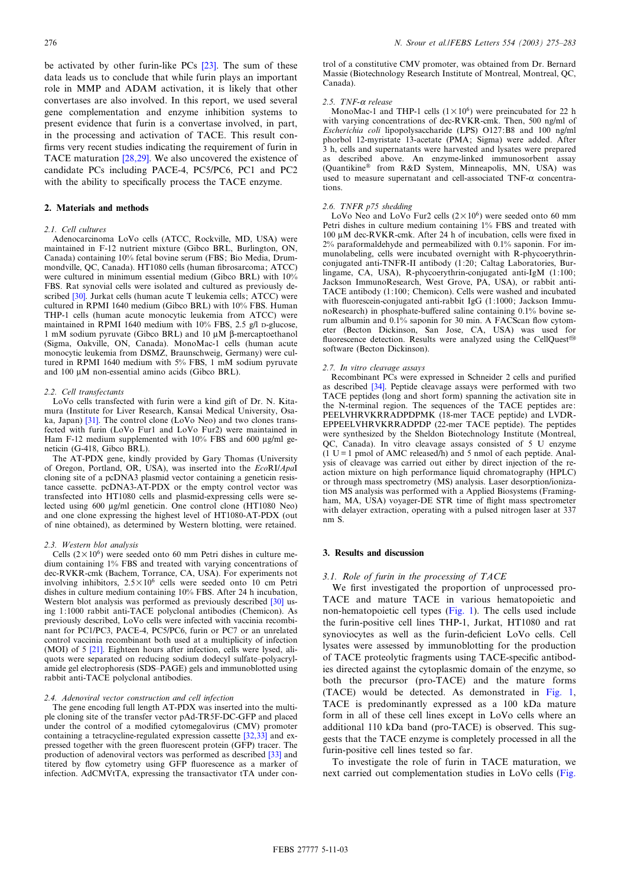be activated by other furin-like PCs [23]. The sum of these data leads us to conclude that while furin plays an important role in MMP and ADAM activation, it is likely that other convertases are also involved. In this report, we used several gene complementation and enzyme inhibition systems to present evidence that furin is a convertase involved, in part, in the processing and activation of TACE. This result confirms very recent studies indicating the requirement of furin in TACE maturation [28,29]. We also uncovered the existence of candidate PCs including PACE-4, PC5/PC6, PC1 and PC2 with the ability to specifically process the TACE enzyme.

## 2. Materials and methods

### 2.1. Cell cultures

Adenocarcinoma LoVo cells (ATCC, Rockville, MD, USA) were maintained in F-12 nutrient mixture (Gibco BRL, Burlington, ON, Canada) containing 10% fetal bovine serum (FBS; Bio Media, Drummondville, QC, Canada). HT1080 cells (human fibrosarcoma; ATCC) were cultured in minimum essential medium (Gibco BRL) with 10% FBS. Rat synovial cells were isolated and cultured as previously described [30]. Jurkat cells (human acute T leukemia cells; ATCC) were cultured in RPMI 1640 medium (Gibco BRL) with 10% FBS. Human THP-1 cells (human acute monocytic leukemia from ATCC) were maintained in RPMI 1640 medium with 10% FBS, 2.5 g/l D-glucose, 1 mM sodium pyruvate (Gibco BRL) and 10 μM β-mercaptoethanol (Sigma, Oakville, ON, Canada). MonoMac-1 cells (human acute monocytic leukemia from DSMZ, Braunschweig, Germany) were cultured in RPMI 1640 medium with 5% FBS, 1 mM sodium pyruvate and 100 μM non-essential amino acids (Gibco BRL).

### 2.2. Cell transfectants

LoVo cells transfected with furin were a kind gift of Dr. N. Kitamura (Institute for Liver Research, Kansai Medical University, Osaka, Japan) [31]. The control clone (LoVo Neo) and two clones transfected with furin (LoVo Fur1 and LoVo Fur2) were maintained in Ham F-12 medium supplemented with 10% FBS and 600 μg/ml geneticin (G-418, Gibco BRL).

The AT-PDX gene, kindly provided by Gary Thomas (University of Oregon, Portland, OR, USA), was inserted into the *Eco*RI/*Apa*I cloning site of a pcDNA3 plasmid vector containing a geneticin resistance cassette. pcDNA3-AT-PDX or the empty control vector was transfected into HT1080 cells and plasmid-expressing cells were selected using 600 μg/ml geneticin. One control clone (HT1080 Neo) and one clone expressing the highest level of HT1080-AT-PDX (out of nine obtained), as determined by Western blotting, were retained.

### 2.3. Western blot analysis

Cells ($2\times10^6$) were seeded onto 60 mm Petri dishes in culture medium containing 1% FBS and treated with varying concentrations of dec-RVKR-cmk (Bachem, Torrance, CA, USA). For experiments not involving inhibitors, $2.5\times10^6$ cells were seeded onto 10 cm Petri dishes in culture medium containing 10% FBS. After 24 h incubation, Western blot analysis was performed as previously described [30] using 1:1000 rabbit anti-TACE polyclonal antibodies (Chemicon). As previously described, LoVo cells were infected with vaccinia recombinant for PC1/PC3, PACE-4, PC5/PC6, furin or PC7 or an unrelated control vaccinia recombinant both used at a multiplicity of infection (MOI) of 5 [21]. Eighteen hours after infection, cells were lysed, aliquots were separated on reducing sodium dodecyl sulfate–polyacrylamide gel electrophoresis (SDS–PAGE) gels and immunoblotted using rabbit anti-TACE polyclonal antibodies.

### 2.4. Adenoviral vector construction and cell infection

The gene encoding full length AT-PDX was inserted into the multiple cloning site of the transfer vector pAd-TR5F-DC-GFP and placed under the control of a modified cytomegalovirus (CMV) promoter containing a tetracycline-regulated expression cassette [32,33] and expressed together with the green fluorescent protein (GFP) tracer. The production of adenoviral vectors was performed as described [33] and titered by flow cytometry using GFP fluorescence as a marker of infection. AdCMVtTA, expressing the transactivator tTA under control of a constitutive CMV promoter, was obtained from Dr. Bernard Massie (Biotechnology Research Institute of Montreal, Montreal, QC, Canada).

### 2.5. TNF-α release

MonoMac-1 and THP-1 cells ($1\times10^6$) were preincubated for 22 h with varying concentrations of dec-RVKR-cmk. Then, 500 ng/ml of *Escherichia coli* lipopolysaccharide (LPS) O127:B8 and 100 ng/ml phorbol 12-myristate 13-acetate (PMA; Sigma) were added. After 3 h, cells and supernatants were harvested and lysates were prepared as described above. An enzyme-linked immunosorbent assay (Quantikine® from R&D System, Minneapolis, MN, USA) was used to measure supernatant and cell-associated TNF-α concentrations.

### 2.6. TNFR p75 shedding

LoVo Neo and LoVo Fur2 cells ($2\times10^6$) were seeded onto 60 mm Petri dishes in culture medium containing 1% FBS and treated with 100 μM dec-RVKR-cmk. After 24 h of incubation, cells were fixed in 2% paraformaldehyde and permeabilized with 0.1% saponin. For immunolabeling, cells were incubated overnight with R-phycoerythrin-conjugated anti-TNFR-II antibody (1:20; Caltag Laboratories, Burlingame, CA, USA), R-phycoerythrin-conjugated anti-IgM (1:100; Jackson ImmunoResearch, West Grove, PA, USA), or rabbit anti-TACE antibody (1:100; Chemicon). Cells were washed and incubated with fluorescein-conjugated anti-rabbit IgG (1:1000; Jackson ImmunoResearch) in phosphate-buffered saline containing 0.1% bovine serum albumin and 0.1% saponin for 30 min. A FACScan flow cytometer (Becton Dickinson, San Jose, CA, USA) was used for fluorescence detection. Results were analyzed using the CellQuest® software (Becton Dickinson).

### 2.7. In vitro cleavage assays

Recombinant PCs were expressed in Schneider 2 cells and purified as described [34]. Peptide cleavage assays were performed with two TACE peptides (long and short form) spanning the activation site in the N-terminal region. The sequences of the TACE peptides are: PEELVHRVKRRADPDPMK (18-mer TACE peptide) and LVDR-EPPEELVHRVKRRADPDP (22-mer TACE peptide). The peptides were synthesized by the Sheldon Biotechnology Institute (Montreal, QC, Canada). In vitro cleavage assays consisted of 5 U enzyme (1 U = 1 pmol of AMC released/h) and 5 nmol of each peptide. Analysis of cleavage was carried out either by direct injection of the reaction mixture on high performance liquid chromatography (HPLC) or through mass spectrometry (MS) analysis. Laser desorption/ionization MS analysis was performed with a Applied Biosystems (Framingham, MA, USA) voyager-DE STR time of flight mass spectrometer with delayer extraction, operating with a pulsed nitrogen laser at 337 nm S.

## 3. Results and discussion

### 3.1. Role of furin in the processing of TACE

We first investigated the proportion of unprocessed pro-TACE and mature TACE in various hematopoietic and non-hematopoietic cell types (Fig. 1). The cells used include the furin-positive cell lines THP-1, Jurkat, HT1080 and rat synoviocytes as well as the furin-deficient LoVo cells. Cell lysates were assessed by immunoblotting for the production of TACE proteolytic fragments using TACE-specific antibodies directed against the cytoplasmic domain of the enzyme, so both the precursor (pro-TACE) and the mature forms (TACE) would be detected. As demonstrated in Fig. 1, TACE is predominantly expressed as a 100 kDa mature form in all of these cell lines except in LoVo cells where an additional 110 kDa band (pro-TACE) is observed. This suggests that the TACE enzyme is completely processed in all the furin-positive cell lines tested so far.

To investigate the role of furin in TACE maturation, we next carried out complementation studies in LoVo cells (Fig.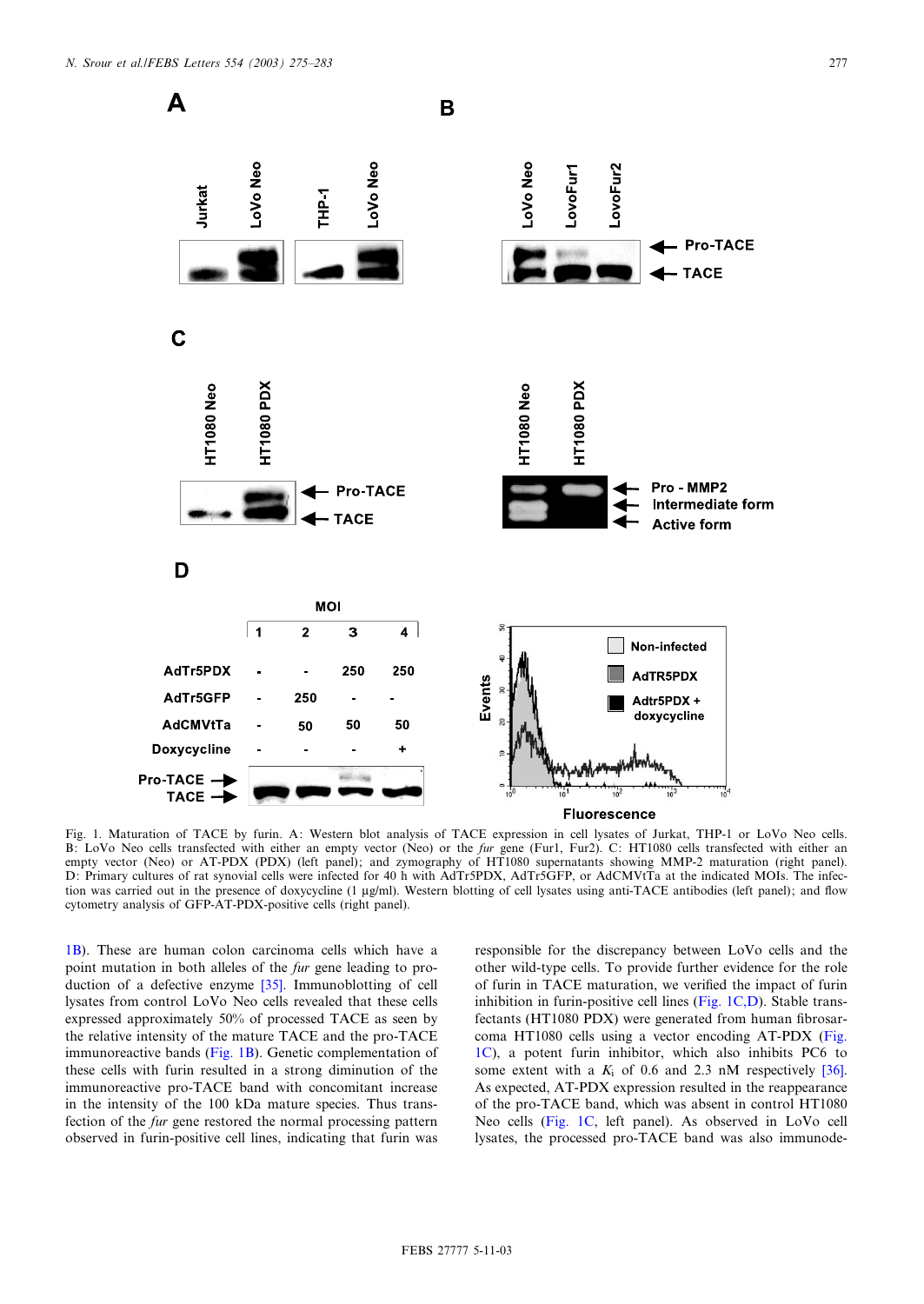Fig. 1. Maturation of TACE by furin. A: Western blot analysis of TACE expression in cell lysates of Jurkat, THP-1 or LoVo Neo cells. B: LoVo Neo cells transfected with either an empty vector (Neo) or the *fur* gene (Fur1, Fur2). C: HT1080 cells transfected with either an empty vector (Neo) or AT-PDX (PDX) (left panel); and zymography of HT1080 supernatants showing MMP-2 maturation (right panel). D: Primary cultures of rat synovial cells were infected for 40 h with AdTr5PDX, AdTr5GFP, or AdCMVtTa at the indicated MOIs. The infection was carried out in the presence of doxycycline (1 μg/ml). Western blotting of cell lysates using anti-TACE antibodies (left panel); and flow cytometry analysis of GFP-AT-PDX-positive cells (right panel).

1B). These are human colon carcinoma cells which have a point mutation in both alleles of the *fur* gene leading to production of a defective enzyme [35]. Immunoblotting of cell lysates from control LoVo Neo cells revealed that these cells expressed approximately 50% of processed TACE as seen by the relative intensity of the mature TACE and the pro-TACE immunoreactive bands (Fig. 1B). Genetic complementation of these cells with furin resulted in a strong diminution of the immunoreactive pro-TACE band with concomitant increase in the intensity of the 100 kDa mature species. Thus transfection of the *fur* gene restored the normal processing pattern observed in furin-positive cell lines, indicating that furin was responsible for the discrepancy between LoVo cells and the other wild-type cells. To provide further evidence for the role of furin in TACE maturation, we verified the impact of furin inhibition in furin-positive cell lines (Fig. 1C,D). Stable transfectants (HT1080 PDX) were generated from human fibrosarcoma HT1080 cells using a vector encoding AT-PDX (Fig. 1C), a potent furin inhibitor, which also inhibits PC6 to some extent with a $K_i$ of 0.6 and 2.3 nM respectively [36]. As expected, AT-PDX expression resulted in the reappearance of the pro-TACE band, which was absent in control HT1080 Neo cells (Fig. 1C, left panel). As observed in LoVo cell lysates, the processed pro-TACE band was also immunode-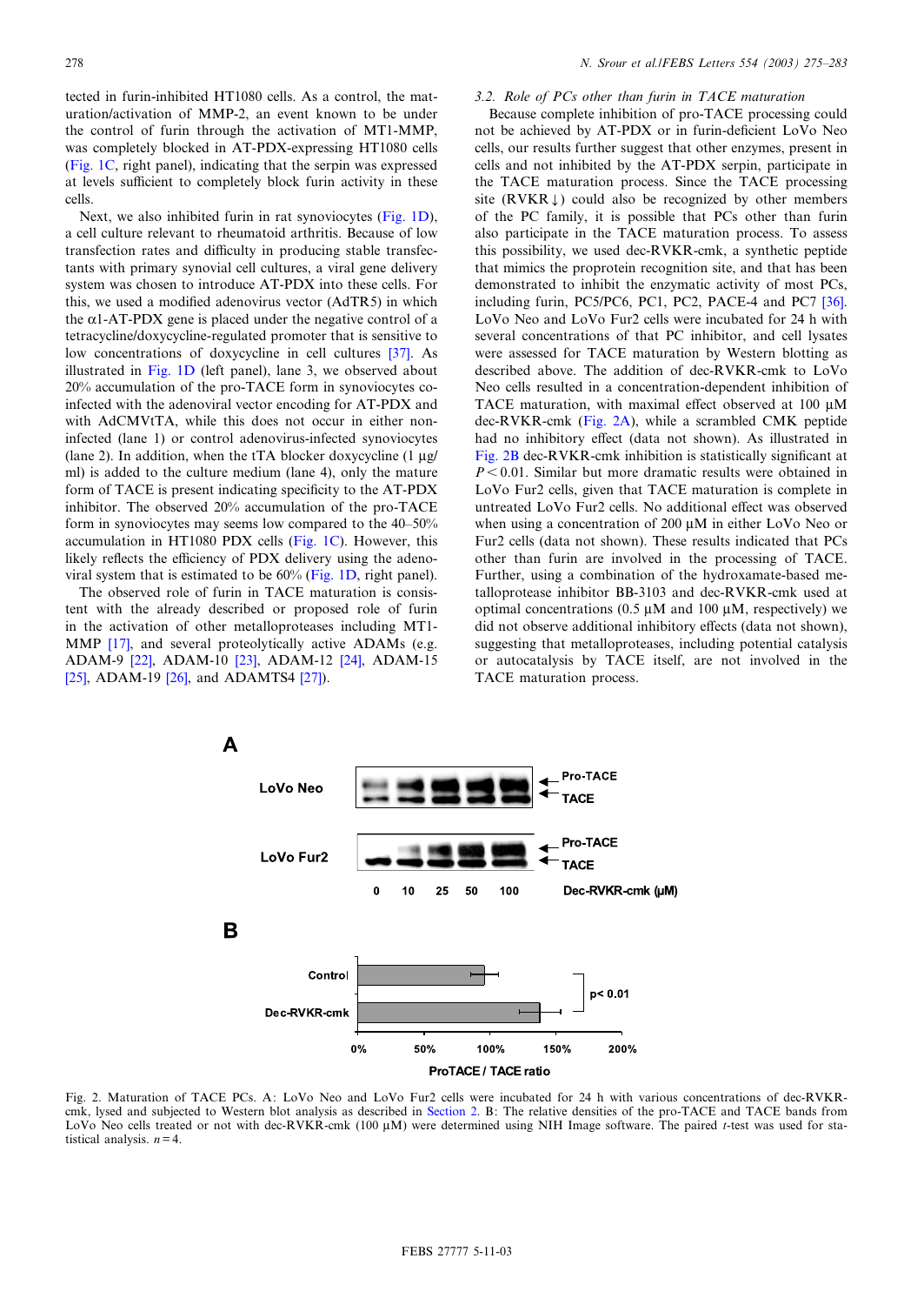tected in furin-inhibited HT1080 cells. As a control, the maturation/activation of MMP-2, an event known to be under the control of furin through the activation of MT1-MMP, was completely blocked in AT-PDX-expressing HT1080 cells (Fig. 1C, right panel), indicating that the serpin was expressed at levels sufficient to completely block furin activity in these cells.

Next, we also inhibited furin in rat synoviocytes (Fig. 1D), a cell culture relevant to rheumatoid arthritis. Because of low transfection rates and difficulty in producing stable transfectants with primary synovial cell cultures, a viral gene delivery system was chosen to introduce AT-PDX into these cells. For this, we used a modified adenovirus vector (AdTR5) in which the α1-AT-PDX gene is placed under the negative control of a tetracycline/doxycycline-regulated promoter that is sensitive to low concentrations of doxycycline in cell cultures [37]. As illustrated in Fig. 1D (left panel), lane 3, we observed about 20% accumulation of the pro-TACE form in synoviocytes co-infected with the adenoviral vector encoding for AT-PDX and with AdCMVtTA, while this does not occur in either non-infected (lane 1) or control adenovirus-infected synoviocytes (lane 2). In addition, when the tTA blocker doxycycline (1 μg/ml) is added to the culture medium (lane 4), only the mature form of TACE is present indicating specificity to the AT-PDX inhibitor. The observed 20% accumulation of the pro-TACE form in synoviocytes may seems low compared to the 40–50% accumulation in HT1080 PDX cells (Fig. 1C). However, this likely reflects the efficiency of PDX delivery using the adenoviral system that is estimated to be 60% (Fig. 1D, right panel).

The observed role of furin in TACE maturation is consistent with the already described or proposed role of furin in the activation of other metalloproteases including MT1-MMP [17], and several proteolytically active ADAMs (e.g. ADAM-9 [22], ADAM-10 [23], ADAM-12 [24], ADAM-15 [25], ADAM-19 [26], and ADAMTS4 [27]).

### 3.2. Role of PCs other than furin in TACE maturation

Because complete inhibition of pro-TACE processing could not be achieved by AT-PDX or in furin-deficient LoVo Neo cells, our results further suggest that other enzymes, present in cells and not inhibited by the AT-PDX serpin, participate in the TACE maturation process. Since the TACE processing site (RVKR↓) could also be recognized by other members of the PC family, it is possible that PCs other than furin also participate in the TACE maturation process. To assess this possibility, we used dec-RVKR-cmk, a synthetic peptide that mimics the proprotein recognition site, and that has been demonstrated to inhibit the enzymatic activity of most PCs, including furin, PC5/PC6, PC1, PC2, PACE-4 and PC7 [36]. LoVo Neo and LoVo Fur2 cells were incubated for 24 h with several concentrations of that PC inhibitor, and cell lysates were assessed for TACE maturation by Western blotting as described above. The addition of dec-RVKR-cmk to LoVo Neo cells resulted in a concentration-dependent inhibition of TACE maturation, with maximal effect observed at 100 μM dec-RVKR-cmk (Fig. 2A), while a scrambled CMK peptide had no inhibitory effect (data not shown). As illustrated in Fig. 2B dec-RVKR-cmk inhibition is statistically significant at $P<0.01$. Similar but more dramatic results were obtained in LoVo Fur2 cells, given that TACE maturation is complete in untreated LoVo Fur2 cells. No additional effect was observed when using a concentration of 200 μM in either LoVo Neo or Fur2 cells (data not shown). These results indicated that PCs other than furin are involved in the processing of TACE. Further, using a combination of the hydroxamate-based metalloprotease inhibitor BB-3103 and dec-RVKR-cmk used at optimal concentrations (0.5 μM and 100 μM, respectively) we did not observe additional inhibitory effects (data not shown), suggesting that metalloproteases, including potential catalysis or autocatalysis by TACE itself, are not involved in the TACE maturation process.

Fig. 2. Maturation of TACE PCs. A: LoVo Neo and LoVo Fur2 cells were incubated for 24 h with various concentrations of dec-RVKR-cmk, lysed and subjected to Western blot analysis as described in Section 2. B: The relative densities of the pro-TACE and TACE bands from LoVo Neo cells treated or not with dec-RVKR-cmk (100 μM) were determined using NIH Image software. The paired $t$-test was used for statistical analysis. $n=4$.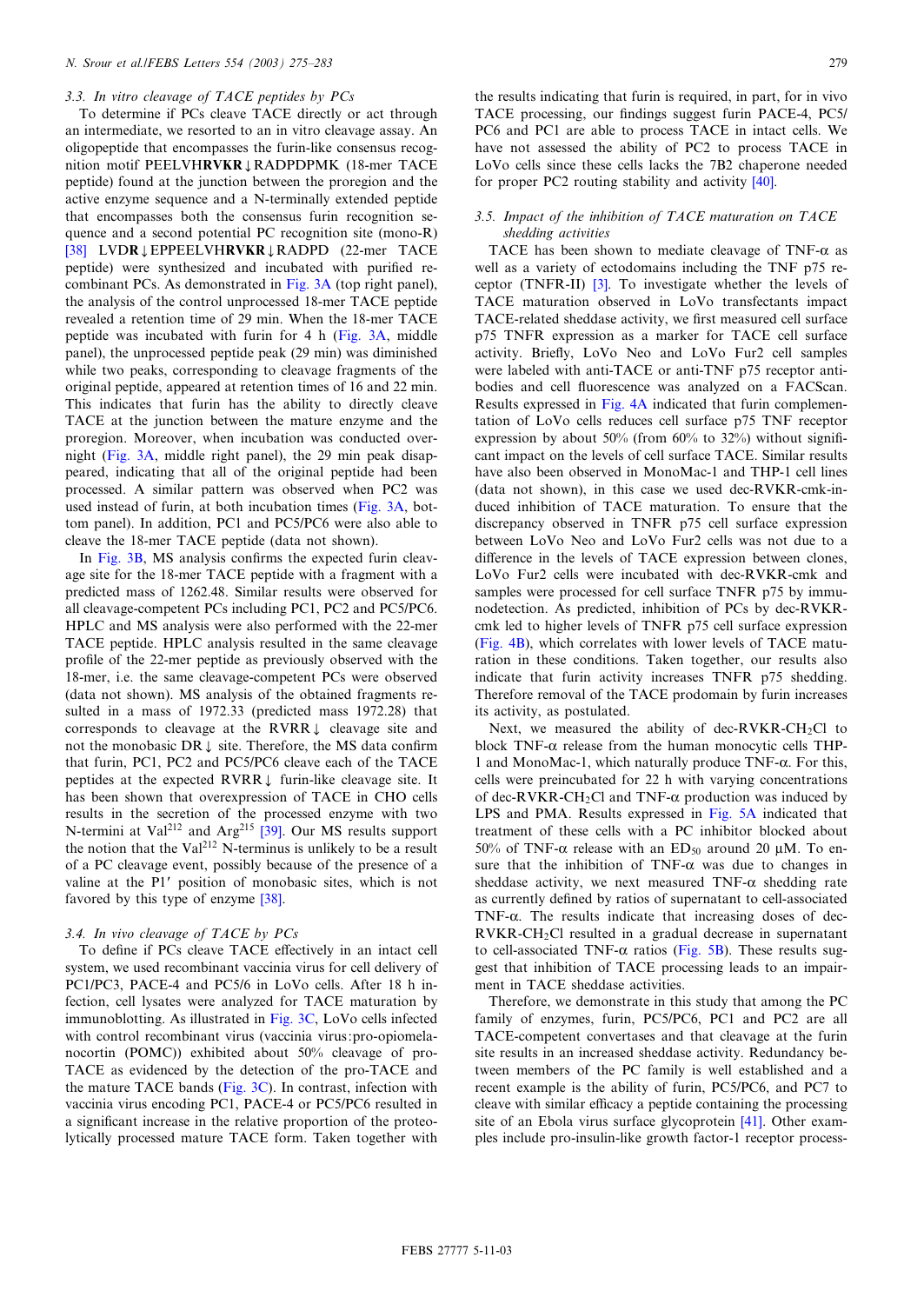### 3.3. In vitro cleavage of TACE peptides by PCs

To determine if PCs cleave TACE directly or act through an intermediate, we resorted to an in vitro cleavage assay. An oligopeptide that encompasses the furin-like consensus recognition motif PEELVH**RVKR**↓RADPDPMK (18-mer TACE peptide) found at the junction between the proregion and the active enzyme sequence and a N-terminally extended peptide that encompasses both the consensus furin recognition sequence and a second potential PC recognition site (mono-R) [38] LVD**R**↓EPPEELVH**RVKR**↓RADPD (22-mer TACE peptide) were synthesized and incubated with purified recombinant PCs. As demonstrated in Fig. 3A (top right panel), the analysis of the control unprocessed 18-mer TACE peptide revealed a retention time of 29 min. When the 18-mer TACE peptide was incubated with furin for 4 h (Fig. 3A, middle panel), the unprocessed peptide peak (29 min) was diminished while two peaks, corresponding to cleavage fragments of the original peptide, appeared at retention times of 16 and 22 min. This indicates that furin has the ability to directly cleave TACE at the junction between the mature enzyme and the proregion. Moreover, when incubation was conducted overnight (Fig. 3A, middle right panel), the 29 min peak disappeared, indicating that all of the original peptide had been processed. A similar pattern was observed when PC2 was used instead of furin, at both incubation times (Fig. 3A, bottom panel). In addition, PC1 and PC5/PC6 were also able to cleave the 18-mer TACE peptide (data not shown).

In Fig. 3B, MS analysis confirms the expected furin cleavage site for the 18-mer TACE peptide with a fragment with a predicted mass of 1262.48. Similar results were observed for all cleavage-competent PCs including PC1, PC2 and PC5/PC6. HPLC and MS analysis were also performed with the 22-mer TACE peptide. HPLC analysis resulted in the same cleavage profile of the 22-mer peptide as previously observed with the 18-mer, i.e. the same cleavage-competent PCs were observed (data not shown). MS analysis of the obtained fragments resulted in a mass of 1972.33 (predicted mass 1972.28) that corresponds to cleavage at the RVRR↓ cleavage site and not the monobasic DR↓ site. Therefore, the MS data confirm that furin, PC1, PC2 and PC5/PC6 cleave each of the TACE peptides at the expected RVRR↓ furin-like cleavage site. It has been shown that overexpression of TACE in CHO cells results in the secretion of the processed enzyme with two N-termini at $Val^{212}$ and $Arg^{215}$ [39]. Our MS results support the notion that the $Val^{212}$ N-terminus is unlikely to be a result of a PC cleavage event, possibly because of the presence of a valine at the P1′ position of monobasic sites, which is not favored by this type of enzyme [38].

### 3.4. In vivo cleavage of TACE by PCs

To define if PCs cleave TACE effectively in an intact cell system, we used recombinant vaccinia virus for cell delivery of PC1/PC3, PACE-4 and PC5/6 in LoVo cells. After 18 h infection, cell lysates were analyzed for TACE maturation by immunoblotting. As illustrated in Fig. 3C, LoVo cells infected with control recombinant virus (vaccinia virus:pro-opiomelanocortin (POMC)) exhibited about 50% cleavage of pro-TACE as evidenced by the detection of the pro-TACE and the mature TACE bands (Fig. 3C). In contrast, infection with vaccinia virus encoding PC1, PACE-4 or PC5/PC6 resulted in a significant increase in the relative proportion of the proteolytically processed mature TACE form. Taken together with the results indicating that furin is required, in part, for in vivo TACE processing, our findings suggest furin PACE-4, PC5/PC6 and PC1 are able to process TACE in intact cells. We have not assessed the ability of PC2 to process TACE in LoVo cells since these cells lacks the 7B2 chaperone needed for proper PC2 routing stability and activity [40].

### 3.5. Impact of the inhibition of TACE maturation on TACE shedding activities

TACE has been shown to mediate cleavage of TNF-α as well as a variety of ectodomains including the TNF p75 receptor (TNFR-II) [3]. To investigate whether the levels of TACE maturation observed in LoVo transfectants impact TACE-related sheddase activity, we first measured cell surface p75 TNFR expression as a marker for TACE cell surface activity. Briefly, LoVo Neo and LoVo Fur2 cell samples were labeled with anti-TACE or anti-TNF p75 receptor antibodies and cell fluorescence was analyzed on a FACScan. Results expressed in Fig. 4A indicated that furin complementation of LoVo cells reduces cell surface p75 TNF receptor expression by about 50% (from 60% to 32%) without significant impact on the levels of cell surface TACE. Similar results have also been observed in MonoMac-1 and THP-1 cell lines (data not shown), in this case we used dec-RVKR-cmk-induced inhibition of TACE maturation. To ensure that the discrepancy observed in TNFR p75 cell surface expression between LoVo Neo and LoVo Fur2 cells was not due to a difference in the levels of TACE expression between clones, LoVo Fur2 cells were incubated with dec-RVKR-cmk and samples were processed for cell surface TNFR p75 by immunodetection. As predicted, inhibition of PCs by dec-RVKR-cmk led to higher levels of TNFR p75 cell surface expression (Fig. 4B), which correlates with lower levels of TACE maturation in these conditions. Taken together, our results also indicate that furin activity increases TNFR p75 shedding. Therefore removal of the TACE prodomain by furin increases its activity, as postulated.

Next, we measured the ability of dec-RVKR-$CH_2Cl$ to block TNF-α release from the human monocytic cells THP-1 and MonoMac-1, which naturally produce TNF-α. For this, cells were preincubated for 22 h with varying concentrations of dec-RVKR-$CH_2Cl$ and TNF-α production was induced by LPS and PMA. Results expressed in Fig. 5A indicated that treatment of these cells with a PC inhibitor blocked about 50% of TNF-α release with an $ED_{50}$ around 20 μM. To ensure that the inhibition of TNF-α was due to changes in sheddase activity, we next measured TNF-α shedding rate as currently defined by ratios of supernatant to cell-associated TNF-α. The results indicate that increasing doses of dec-RVKR-$CH_2Cl$ resulted in a gradual decrease in supernatant to cell-associated TNF-α ratios (Fig. 5B). These results suggest that inhibition of TACE processing leads to an impairment in TACE sheddase activities.

Therefore, we demonstrate in this study that among the PC family of enzymes, furin, PC5/PC6, PC1 and PC2 are all TACE-competent convertases and that cleavage at the furin site results in an increased sheddase activity. Redundancy between members of the PC family is well established and a recent example is the ability of furin, PC5/PC6, and PC7 to cleave with similar efficacy a peptide containing the processing site of an Ebola virus surface glycoprotein [41]. Other examples include pro-insulin-like growth factor-1 receptor process-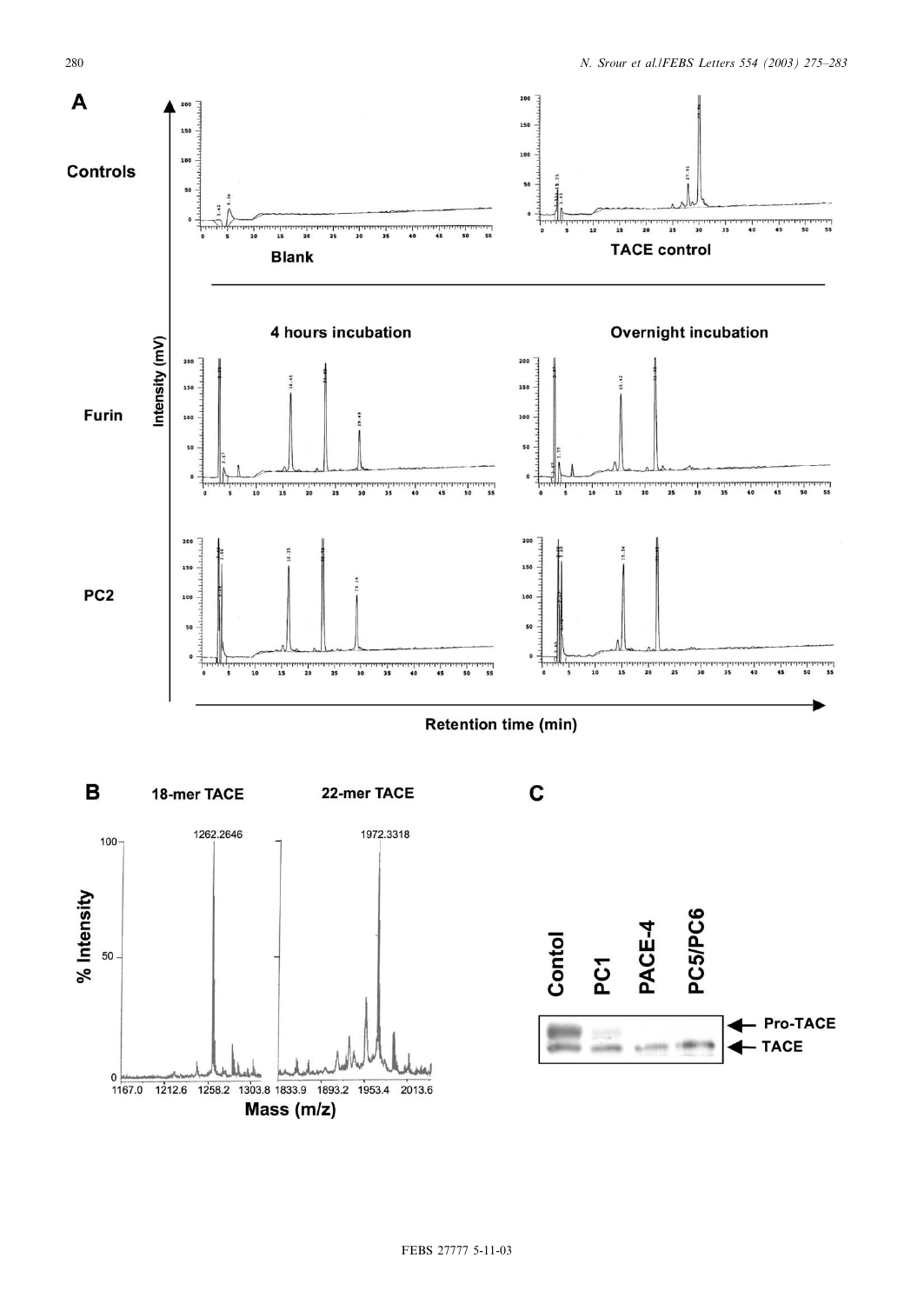**A**

**Controls**

Blank

TACE control

4 hours incubation

Overnight incubation

**Furin**

**PC2**

Intensity (mV)

Retention time (min)

**B**

18-mer TACE

22-mer TACE

1262.2646

1972.3318

% Intensity

Mass (m/z)

**C**

Contol

PC1

PACE-4

PC5/PC6

Pro-TACE

TACE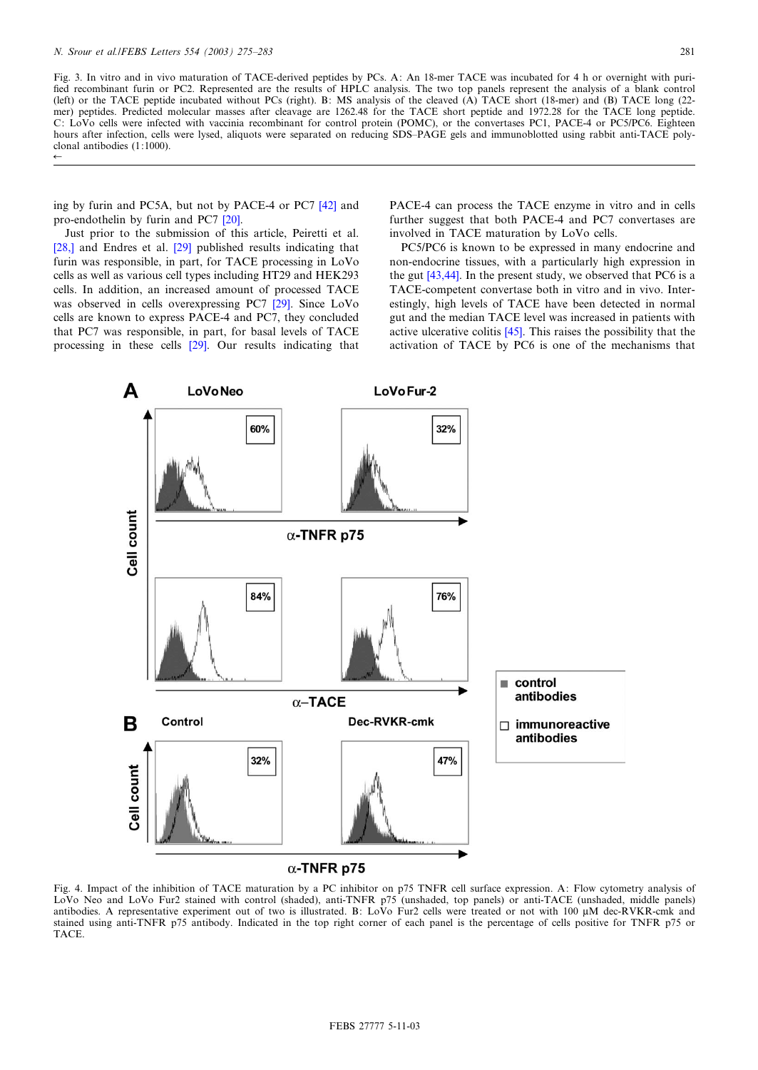Fig. 3. In vitro and in vivo maturation of TACE-derived peptides by PCs. A: An 18-mer TACE was incubated for 4 h or overnight with purified recombinant furin or PC2. Represented are the results of HPLC analysis. The two top panels represent the analysis of a blank control (left) or the TACE peptide incubated without PCs (right). B: MS analysis of the cleaved (A) TACE short (18-mer) and (B) TACE long (22-mer) peptides. Predicted molecular masses after cleavage are 1262.48 for the TACE short peptide and 1972.28 for the TACE long peptide. C: LoVo cells were infected with vaccinia recombinant for control protein (POMC), or the convertases PC1, PACE-4 or PC5/PC6. Eighteen hours after infection, cells were lysed, aliquots were separated on reducing SDS–PAGE gels and immunoblotted using rabbit anti-TACE polyclonal antibodies (1:1000).

ing by furin and PC5A, but not by PACE-4 or PC7 [42] and pro-endothelin by furin and PC7 [20].

Just prior to the submission of this article, Peiretti et al. [28,] and Endres et al. [29] published results indicating that furin was responsible, in part, for TACE processing in LoVo cells as well as various cell types including HT29 and HEK293 cells. In addition, an increased amount of processed TACE was observed in cells overexpressing PC7 [29]. Since LoVo cells are known to express PACE-4 and PC7, they concluded that PC7 was responsible, in part, for basal levels of TACE processing in these cells [29]. Our results indicating that PACE-4 can process the TACE enzyme in vitro and in cells further suggest that both PACE-4 and PC7 convertases are involved in TACE maturation by LoVo cells.

PC5/PC6 is known to be expressed in many endocrine and non-endocrine tissues, with a particularly high expression in the gut [43,44]. In the present study, we observed that PC6 is a TACE-competent convertase both in vitro and in vivo. Interestingly, high levels of TACE have been detected in normal gut and the median TACE level was increased in patients with active ulcerative colitis [45]. This raises the possibility that the activation of TACE by PC6 is one of the mechanisms that

Fig. 4. Impact of the inhibition of TACE maturation by a PC inhibitor on p75 TNFR cell surface expression. A: Flow cytometry analysis of LoVo Neo and LoVo Fur2 stained with control (shaded), anti-TNFR p75 (unshaded, top panels) or anti-TACE (unshaded, middle panels) antibodies. A representative experiment out of two is illustrated. B: LoVo Fur2 cells were treated or not with 100 μM dec-RVKR-cmk and stained using anti-TNFR p75 antibody. Indicated in the top right corner of each panel is the percentage of cells positive for TNFR p75 or TACE.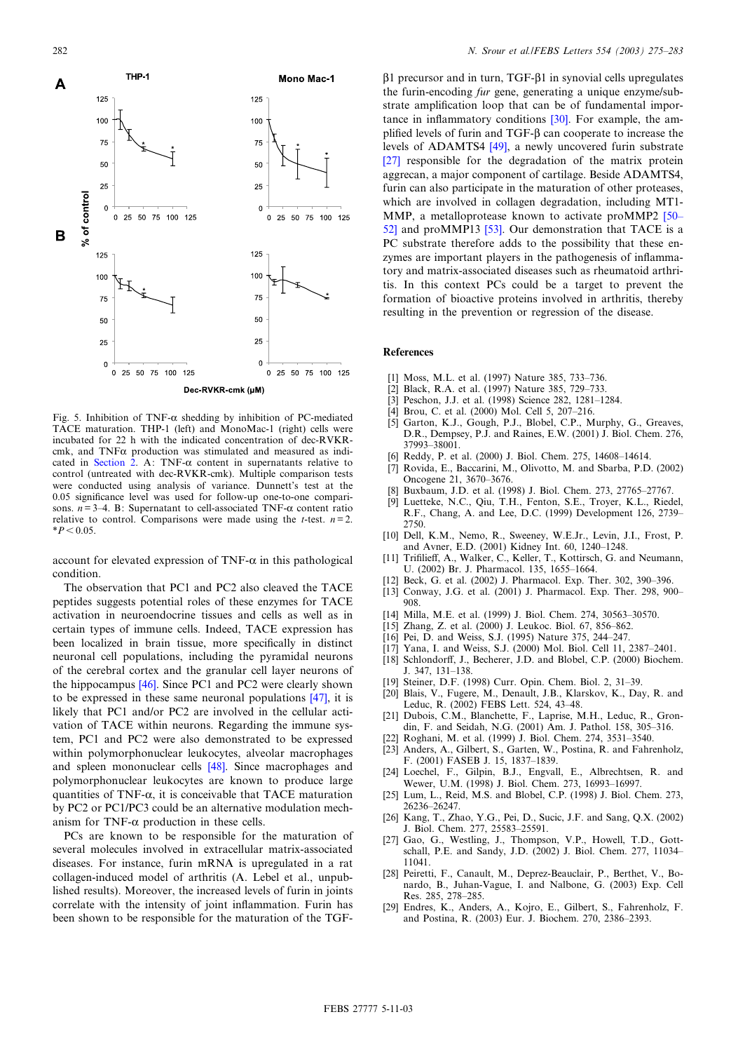Fig. 5. Inhibition of TNF-α shedding by inhibition of PC-mediated TACE maturation. THP-1 (left) and MonoMac-1 (right) cells were incubated for 22 h with the indicated concentration of dec-RVKR-cmk, and TNFα production was stimulated and measured as indicated in Section 2. A: TNF-α content in supernatants relative to control (untreated with dec-RVKR-cmk). Multiple comparison tests were conducted using analysis of variance. Dunnett's test at the 0.05 significance level was used for follow-up one-to-one comparisons. $n = 3$–4. B: Supernatant to cell-associated TNF-α content ratio relative to control. Comparisons were made using the $t$-test. $n = 2$. \*$P < 0.05$.

account for elevated expression of TNF-α in this pathological condition.

The observation that PC1 and PC2 also cleaved the TACE peptides suggests potential roles of these enzymes for TACE activation in neuroendocrine tissues and cells as well as in certain types of immune cells. Indeed, TACE expression has been localized in brain tissue, more specifically in distinct neuronal cell populations, including the pyramidal neurons of the cerebral cortex and the granular cell layer neurons of the hippocampus [46]. Since PC1 and PC2 were clearly shown to be expressed in these same neuronal populations [47], it is likely that PC1 and/or PC2 are involved in the cellular activation of TACE within neurons. Regarding the immune system, PC1 and PC2 were also demonstrated to be expressed within polymorphonuclear leukocytes, alveolar macrophages and spleen mononuclear cells [48]. Since macrophages and polymorphonuclear leukocytes are known to produce large quantities of TNF-α, it is conceivable that TACE maturation by PC2 or PC1/PC3 could be an alternative modulation mechanism for TNF-α production in these cells.

PCs are known to be responsible for the maturation of several molecules involved in extracellular matrix-associated diseases. For instance, furin mRNA is upregulated in a rat collagen-induced model of arthritis (A. Lebel et al., unpublished results). Moreover, the increased levels of furin in joints correlate with the intensity of joint inflammation. Furin has been shown to be responsible for the maturation of the TGF-β1 precursor and in turn, TGF-β1 in synovial cells upregulates the furin-encoding *fur* gene, generating a unique enzyme/substrate amplification loop that can be of fundamental importance in inflammatory conditions [30]. For example, the amplified levels of furin and TGF-β can cooperate to increase the levels of ADAMTS4 [49], a newly uncovered furin substrate [27] responsible for the degradation of the matrix protein aggrecan, a major component of cartilage. Beside ADAMTS4, furin can also participate in the maturation of other proteases, which are involved in collagen degradation, including MT1-MMP, a metalloprotease known to activate proMMP2 [50–52] and proMMP13 [53]. Our demonstration that TACE is a PC substrate therefore adds to the possibility that these enzymes are important players in the pathogenesis of inflammatory and matrix-associated diseases such as rheumatoid arthritis. In this context PCs could be a target to prevent the formation of bioactive proteins involved in arthritis, thereby resulting in the prevention or regression of the disease.

## References

[1] Moss, M.L. et al. (1997) Nature 385, 733–736.
[2] Black, R.A. et al. (1997) Nature 385, 729–733.
[3] Peschon, J.J. et al. (1998) Science 282, 1281–1284.
[4] Brou, C. et al. (2000) Mol. Cell 5, 207–216.
[5] Garton, K.J., Gough, P.J., Blobel, C.P., Murphy, G., Greaves, D.R., Dempsey, P.J. and Raines, E.W. (2001) J. Biol. Chem. 276, 37993–38001.
[6] Reddy, P. et al. (2000) J. Biol. Chem. 275, 14608–14614.
[7] Rovida, E., Baccarini, M., Olivotto, M. and Sbarba, P.D. (2002) Oncogene 21, 3670–3676.
[8] Buxbaum, J.D. et al. (1998) J. Biol. Chem. 273, 27765–27767.
[9] Luetteke, N.C., Qiu, T.H., Fenton, S.E., Troyer, K.L., Riedel, R.F., Chang, A. and Lee, D.C. (1999) Development 126, 2739–2750.
[10] Dell, K.M., Nemo, R., Sweeney, W.E.Jr., Levin, J.I., Frost, P. and Avner, E.D. (2001) Kidney Int. 60, 1240–1248.
[11] Trifilieff, A., Walker, C., Keller, T., Kottirsch, G. and Neumann, U. (2002) Br. J. Pharmacol. 135, 1655–1664.
[12] Beck, G. et al. (2002) J. Pharmacol. Exp. Ther. 302, 390–396.
[13] Conway, J.G. et al. (2001) J. Pharmacol. Exp. Ther. 298, 900–908.
[14] Milla, M.E. et al. (1999) J. Biol. Chem. 274, 30563–30570.
[15] Zhang, Z. et al. (2000) J. Leukoc. Biol. 67, 856–862.
[16] Pei, D. and Weiss, S.J. (1995) Nature 375, 244–247.
[17] Yana, I. and Weiss, S.J. (2000) Mol. Biol. Cell 11, 2387–2401.
[18] Schlondorff, J., Becherer, J.D. and Blobel, C.P. (2000) Biochem. J. 347, 131–138.
[19] Steiner, D.F. (1998) Curr. Opin. Chem. Biol. 2, 31–39.
[20] Blais, V., Fugere, M., Denault, J.B., Klarskov, K., Day, R. and Leduc, R. (2002) FEBS Lett. 524, 43–48.
[21] Dubois, C.M., Blanchette, F., Laprise, M.H., Leduc, R., Grondin, F. and Seidah, N.G. (2001) Am. J. Pathol. 158, 305–316.
[22] Roghani, M. et al. (1999) J. Biol. Chem. 274, 3531–3540.
[23] Anders, A., Gilbert, S., Garten, W., Postina, R. and Fahrenholz, F. (2001) FASEB J. 15, 1837–1839.
[24] Loechel, F., Gilpin, B.J., Engvall, E., Albrechtsen, R. and Wewer, U.M. (1998) J. Biol. Chem. 273, 16993–16997.
[25] Lum, L., Reid, M.S. and Blobel, C.P. (1998) J. Biol. Chem. 273, 26236–26247.
[26] Kang, T., Zhao, Y.G., Pei, D., Sucic, J.F. and Sang, Q.X. (2002) J. Biol. Chem. 277, 25583–25591.
[27] Gao, G., Westling, J., Thompson, V.P., Howell, T.D., Gottschall, P.E. and Sandy, J.D. (2002) J. Biol. Chem. 277, 11034–11041.
[28] Peiretti, F., Canault, M., Deprez-Beauclair, P., Berthet, V., Bonardo, B., Juhan-Vague, I. and Nalbone, G. (2003) Exp. Cell Res. 285, 278–285.
[29] Endres, K., Anders, A., Kojro, E., Gilbert, S., Fahrenholz, F. and Postina, R. (2003) Eur. J. Biochem. 270, 2386–2393.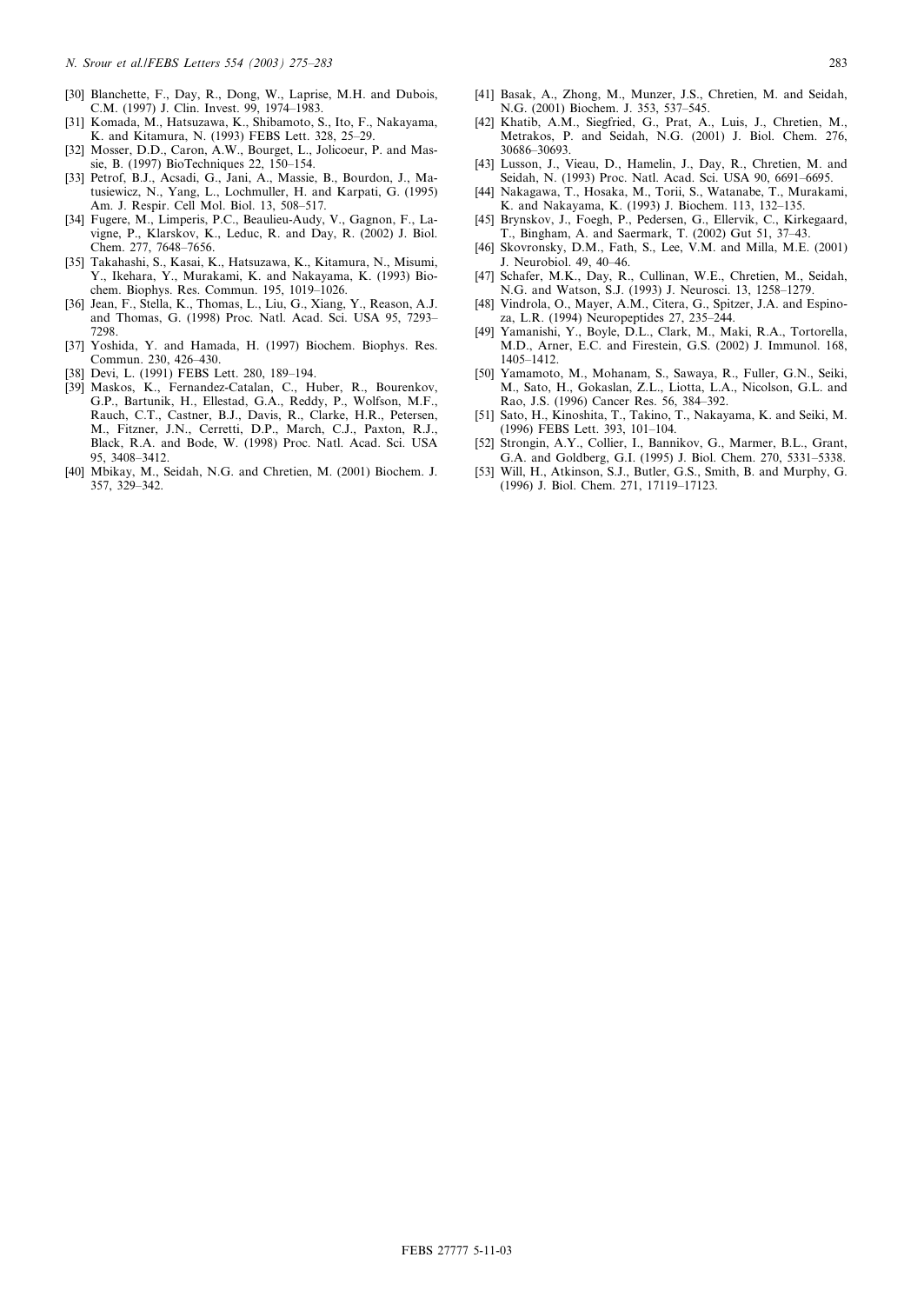[30] Blanchette, F., Day, R., Dong, W., Laprise, M.H. and Dubois, C.M. (1997) J. Clin. Invest. 99, 1974–1983.

[31] Komada, M., Hatsuzawa, K., Shibamoto, S., Ito, F., Nakayama, K. and Kitamura, N. (1993) FEBS Lett. 328, 25–29.

[32] Mosser, D.D., Caron, A.W., Bourget, L., Jolicoeur, P. and Massie, B. (1997) BioTechniques 22, 150–154.

[33] Petrof, B.J., Acsadi, G., Jani, A., Massie, B., Bourdon, J., Matusiewicz, N., Yang, L., Lochmuller, H. and Karpati, G. (1995) Am. J. Respir. Cell Mol. Biol. 13, 508–517.

[34] Fugere, M., Limperis, P.C., Beaulieu-Audy, V., Gagnon, F., Lavigne, P., Klarskov, K., Leduc, R. and Day, R. (2002) J. Biol. Chem. 277, 7648–7656.

[35] Takahashi, S., Kasai, K., Hatsuzawa, K., Kitamura, N., Misumi, Y., Ikehara, Y., Murakami, K. and Nakayama, K. (1993) Biochem. Biophys. Res. Commun. 195, 1019–1026.

[36] Jean, F., Stella, K., Thomas, L., Liu, G., Xiang, Y., Reason, A.J. and Thomas, G. (1998) Proc. Natl. Acad. Sci. USA 95, 7293–7298.

[37] Yoshida, Y. and Hamada, H. (1997) Biochem. Biophys. Res. Commun. 230, 426–430.

[38] Devi, L. (1991) FEBS Lett. 280, 189–194.

[39] Maskos, K., Fernandez-Catalan, C., Huber, R., Bourenkov, G.P., Bartunik, H., Ellestad, G.A., Reddy, P., Wolfson, M.F., Rauch, C.T., Castner, B.J., Davis, R., Clarke, H.R., Petersen, M., Fitzner, J.N., Cerretti, D.P., March, C.J., Paxton, R.J., Black, R.A. and Bode, W. (1998) Proc. Natl. Acad. Sci. USA 95, 3408–3412.

[40] Mbikay, M., Seidah, N.G. and Chretien, M. (2001) Biochem. J. 357, 329–342.

[41] Basak, A., Zhong, M., Munzer, J.S., Chretien, M. and Seidah, N.G. (2001) Biochem. J. 353, 537–545.

[42] Khatib, A.M., Siegfried, G., Prat, A., Luis, J., Chretien, M., Metrakos, P. and Seidah, N.G. (2001) J. Biol. Chem. 276, 30686–30693.

[43] Lusson, J., Vieau, D., Hamelin, J., Day, R., Chretien, M. and Seidah, N. (1993) Proc. Natl. Acad. Sci. USA 90, 6691–6695.

[44] Nakagawa, T., Hosaka, M., Torii, S., Watanabe, T., Murakami, K. and Nakayama, K. (1993) J. Biochem. 113, 132–135.

[45] Brynskov, J., Foegh, P., Pedersen, G., Ellervik, C., Kirkegaard, T., Bingham, A. and Saermark, T. (2002) Gut 51, 37–43.

[46] Skovronsky, D.M., Fath, S., Lee, V.M. and Milla, M.E. (2001) J. Neurobiol. 49, 40–46.

[47] Schafer, M.K., Day, R., Cullinan, W.E., Chretien, M., Seidah, N.G. and Watson, S.J. (1993) J. Neurosci. 13, 1258–1279.

[48] Vindrola, O., Mayer, A.M., Citera, G., Spitzer, J.A. and Espinoza, L.R. (1994) Neuropeptides 27, 235–244.

[49] Yamanishi, Y., Boyle, D.L., Clark, M., Maki, R.A., Tortorella, M.D., Arner, E.C. and Firestein, G.S. (2002) J. Immunol. 168, 1405–1412.

[50] Yamamoto, M., Mohanam, S., Sawaya, R., Fuller, G.N., Seiki, M., Sato, H., Gokaslan, Z.L., Liotta, L.A., Nicolson, G.L. and Rao, J.S. (1996) Cancer Res. 56, 384–392.

[51] Sato, H., Kinoshita, T., Takino, T., Nakayama, K. and Seiki, M. (1996) FEBS Lett. 393, 101–104.

[52] Strongin, A.Y., Collier, I., Bannikov, G., Marmer, B.L., Grant, G.A. and Goldberg, G.I. (1995) J. Biol. Chem. 270, 5331–5338.

[53] Will, H., Atkinson, S.J., Butler, G.S., Smith, B. and Murphy, G. (1996) J. Biol. Chem. 271, 17119–17123.